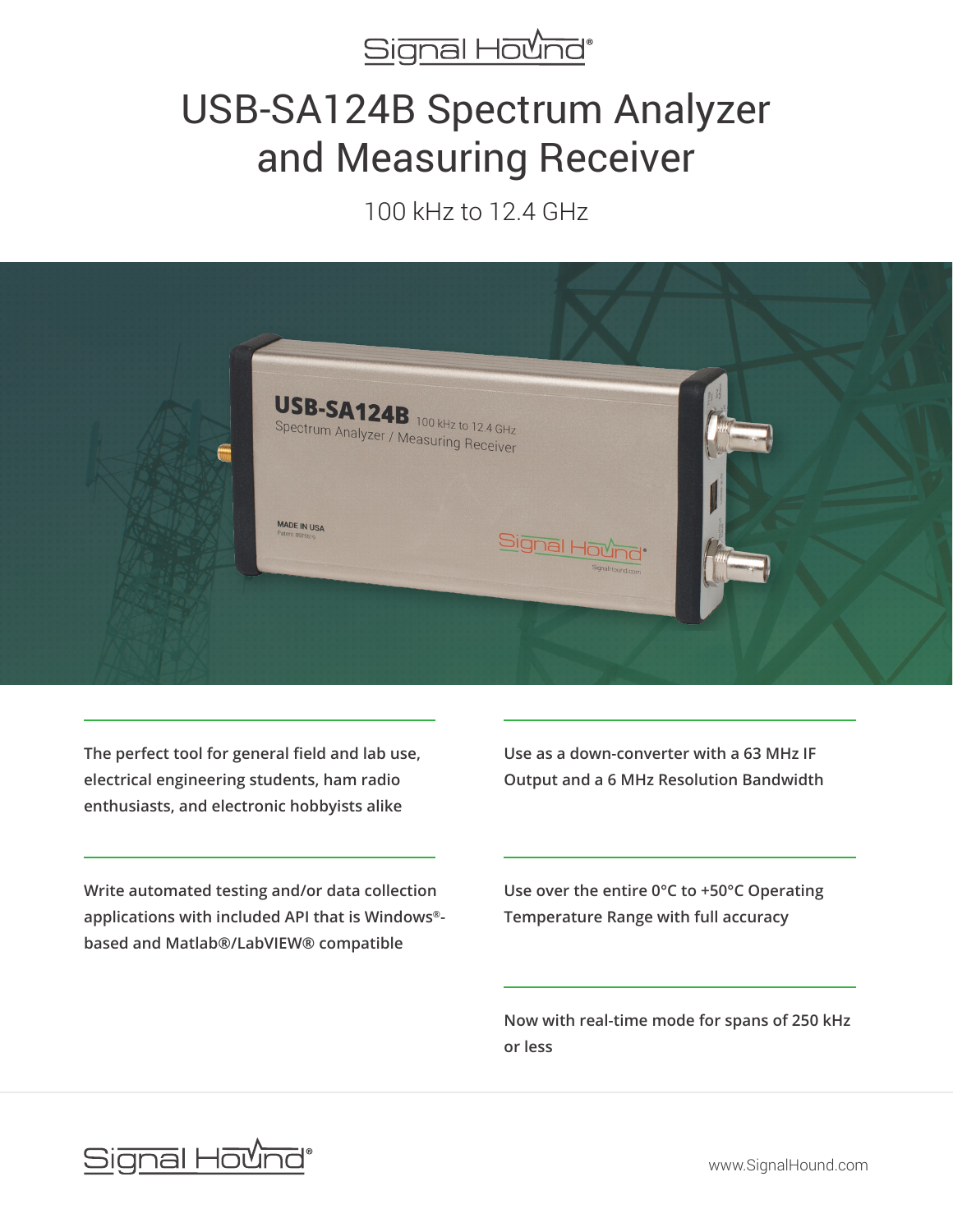# USB-SA124B Spectrum Analyzer and Measuring Receiver

100 kHz to 12.4 GHz

**The perfect tool for general field and lab use, electrical engineering students, ham radio enthusiasts, and electronic hobbyists alike**

**Use as a down-converter with a 63 MHz IF Output and a 6 MHz Resolution Bandwidth**

**Write automated testing and/or data collection applications with included API that is Windows®-based and Matlab®/LabVIEW® compatible**

**Use over the entire 0°C to +50°C Operating Temperature Range with full accuracy**

**Now with real-time mode for spans of 250 kHz or less**

www.SignalHound.com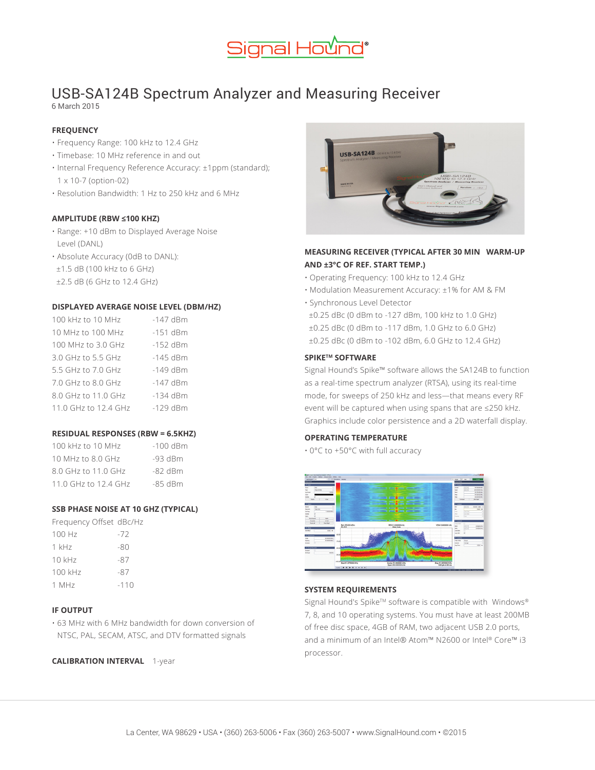# USB-SA124B Spectrum Analyzer and Measuring Receiver

6 March 2015

## FREQUENCY

- Frequency Range: 100 kHz to 12.4 GHz
- Timebase: 10 MHz reference in and out
- Internal Frequency Reference Accuracy: ±1ppm (standard); 1 x 10-7 (option-02)
- Resolution Bandwidth: 1 Hz to 250 kHz and 6 MHz

## AMPLITUDE (RBW ≤100 KHZ)

- Range: +10 dBm to Displayed Average Noise Level (DANL)
- Absolute Accuracy (0dB to DANL):
  ±1.5 dB (100 kHz to 6 GHz)
  ±2.5 dB (6 GHz to 12.4 GHz)

## DISPLAYED AVERAGE NOISE LEVEL (DBM/HZ)

| | |
|---|---|
| 100 kHz to 10 MHz | -147 dBm |
| 10 MHz to 100 MHz | -151 dBm |
| 100 MHz to 3.0 GHz | -152 dBm |
| 3.0 GHz to 5.5 GHz | -145 dBm |
| 5.5 GHz to 7.0 GHz | -149 dBm |
| 7.0 GHz to 8.0 GHz | -147 dBm |
| 8.0 GHz to 11.0 GHz | -134 dBm |
| 11.0 GHz to 12.4 GHz | -129 dBm |

## RESIDUAL RESPONSES (RBW = 6.5KHZ)

| | |
|---|---|
| 100 kHz to 10 MHz | -100 dBm |
| 10 MHz to 8.0 GHz | -93 dBm |
| 8.0 GHz to 11.0 GHz | -82 dBm |
| 11.0 GHz to 12.4 GHz | -85 dBm |

## SSB PHASE NOISE AT 10 GHZ (TYPICAL)

| Frequency Offset | dBc/Hz |
|---|---|
| 100 Hz | -72 |
| 1 kHz | -80 |
| 10 kHz | -87 |
| 100 kHz | -87 |
| 1 MHz | -110 |

## IF OUTPUT

- 63 MHz with 6 MHz bandwidth for down conversion of NTSC, PAL, SECAM, ATSC, and DTV formatted signals

**CALIBRATION INTERVAL** 1-year

## MEASURING RECEIVER (TYPICAL AFTER 30 MIN WARM-UP AND ±3°C OF REF. START TEMP.)

- Operating Frequency: 100 kHz to 12.4 GHz
- Modulation Measurement Accuracy: ±1% for AM & FM
- Synchronous Level Detector
  ±0.25 dBc (0 dBm to -127 dBm, 100 kHz to 1.0 GHz)
  ±0.25 dBc (0 dBm to -117 dBm, 1.0 GHz to 6.0 GHz)
  ±0.25 dBc (0 dBm to -102 dBm, 6.0 GHz to 12.4 GHz)

## SPIKE™ SOFTWARE

Signal Hound's Spike™ software allows the SA124B to function as a real-time spectrum analyzer (RTSA), using its real-time mode, for sweeps of 250 kHz and less—that means every RF event will be captured when using spans that are ≤250 kHz. Graphics include color persistence and a 2D waterfall display.

## OPERATING TEMPERATURE

- 0°C to +50°C with full accuracy

## SYSTEM REQUIREMENTS

Signal Hound's Spike™ software is compatible with Windows® 7, 8, and 10 operating systems. You must have at least 200MB of free disc space, 4GB of RAM, two adjacent USB 2.0 ports, and a minimum of an Intel® Atom™ N2600 or Intel® Core™ i3 processor.

La Center, WA 98629 • USA • (360) 263-5006 • Fax (360) 263-5007 • www.SignalHound.com • ©2015